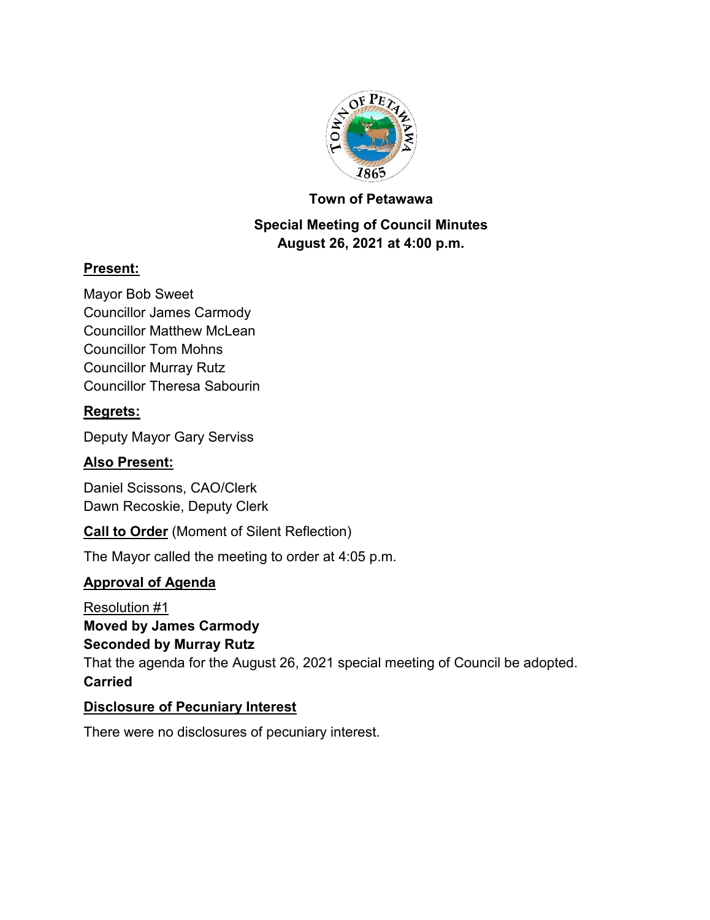# Town of Petawawa

## Special Meeting of Council Minutes
## August 26, 2021 at 4:00 p.m.

**Present:**

Mayor Bob Sweet
Councillor James Carmody
Councillor Matthew McLean
Councillor Tom Mohns
Councillor Murray Rutz
Councillor Theresa Sabourin

**Regrets:**

Deputy Mayor Gary Serviss

**Also Present:**

Daniel Scissons, CAO/Clerk
Dawn Recoskie, Deputy Clerk

**Call to Order** (Moment of Silent Reflection)

The Mayor called the meeting to order at 4:05 p.m.

**Approval of Agenda**

Resolution #1
**Moved by James Carmody**
**Seconded by Murray Rutz**
That the agenda for the August 26, 2021 special meeting of Council be adopted.
**Carried**

**Disclosure of Pecuniary Interest**

There were no disclosures of pecuniary interest.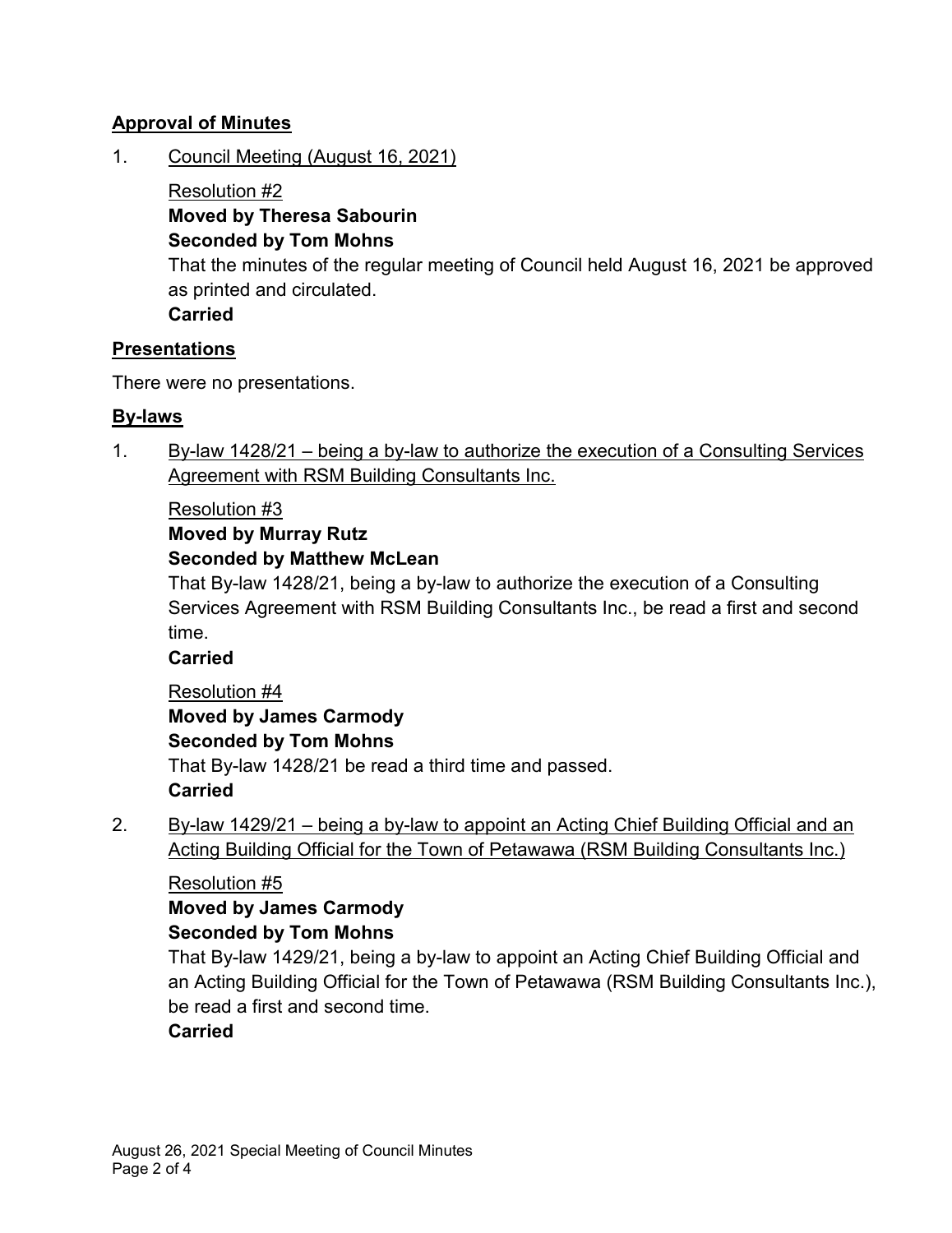## Approval of Minutes

1. Council Meeting (August 16, 2021)

   Resolution #2
   **Moved by Theresa Sabourin**
   **Seconded by Tom Mohns**
   That the minutes of the regular meeting of Council held August 16, 2021 be approved as printed and circulated.
   **Carried**

## Presentations

There were no presentations.

## By-laws

1. By-law 1428/21 – being a by-law to authorize the execution of a Consulting Services Agreement with RSM Building Consultants Inc.

   Resolution #3
   **Moved by Murray Rutz**
   **Seconded by Matthew McLean**
   That By-law 1428/21, being a by-law to authorize the execution of a Consulting Services Agreement with RSM Building Consultants Inc., be read a first and second time.
   **Carried**

   Resolution #4
   **Moved by James Carmody**
   **Seconded by Tom Mohns**
   That By-law 1428/21 be read a third time and passed.
   **Carried**

2. By-law 1429/21 – being a by-law to appoint an Acting Chief Building Official and an Acting Building Official for the Town of Petawawa (RSM Building Consultants Inc.)

   Resolution #5
   **Moved by James Carmody**
   **Seconded by Tom Mohns**
   That By-law 1429/21, being a by-law to appoint an Acting Chief Building Official and an Acting Building Official for the Town of Petawawa (RSM Building Consultants Inc.), be read a first and second time.
   **Carried**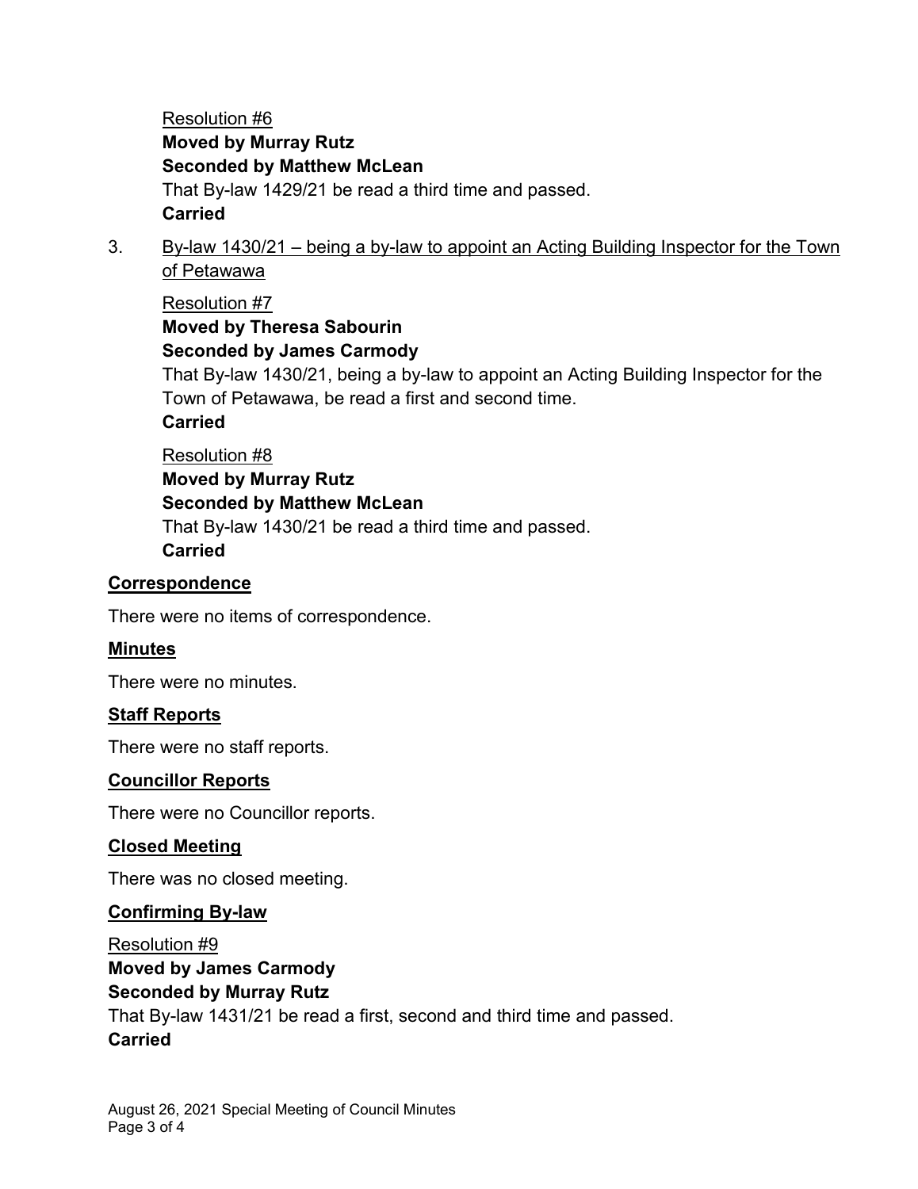Resolution #6

**Moved by Murray Rutz**

**Seconded by Matthew McLean**

That By-law 1429/21 be read a third time and passed.

**Carried**

3. By-law 1430/21 – being a by-law to appoint an Acting Building Inspector for the Town of Petawawa

Resolution #7

**Moved by Theresa Sabourin**

**Seconded by James Carmody**

That By-law 1430/21, being a by-law to appoint an Acting Building Inspector for the Town of Petawawa, be read a first and second time.

**Carried**

Resolution #8

**Moved by Murray Rutz**

**Seconded by Matthew McLean**

That By-law 1430/21 be read a third time and passed.

**Carried**

## Correspondence

There were no items of correspondence.

## Minutes

There were no minutes.

## Staff Reports

There were no staff reports.

## Councillor Reports

There were no Councillor reports.

## Closed Meeting

There was no closed meeting.

## Confirming By-law

Resolution #9

**Moved by James Carmody**

**Seconded by Murray Rutz**

That By-law 1431/21 be read a first, second and third time and passed.

**Carried**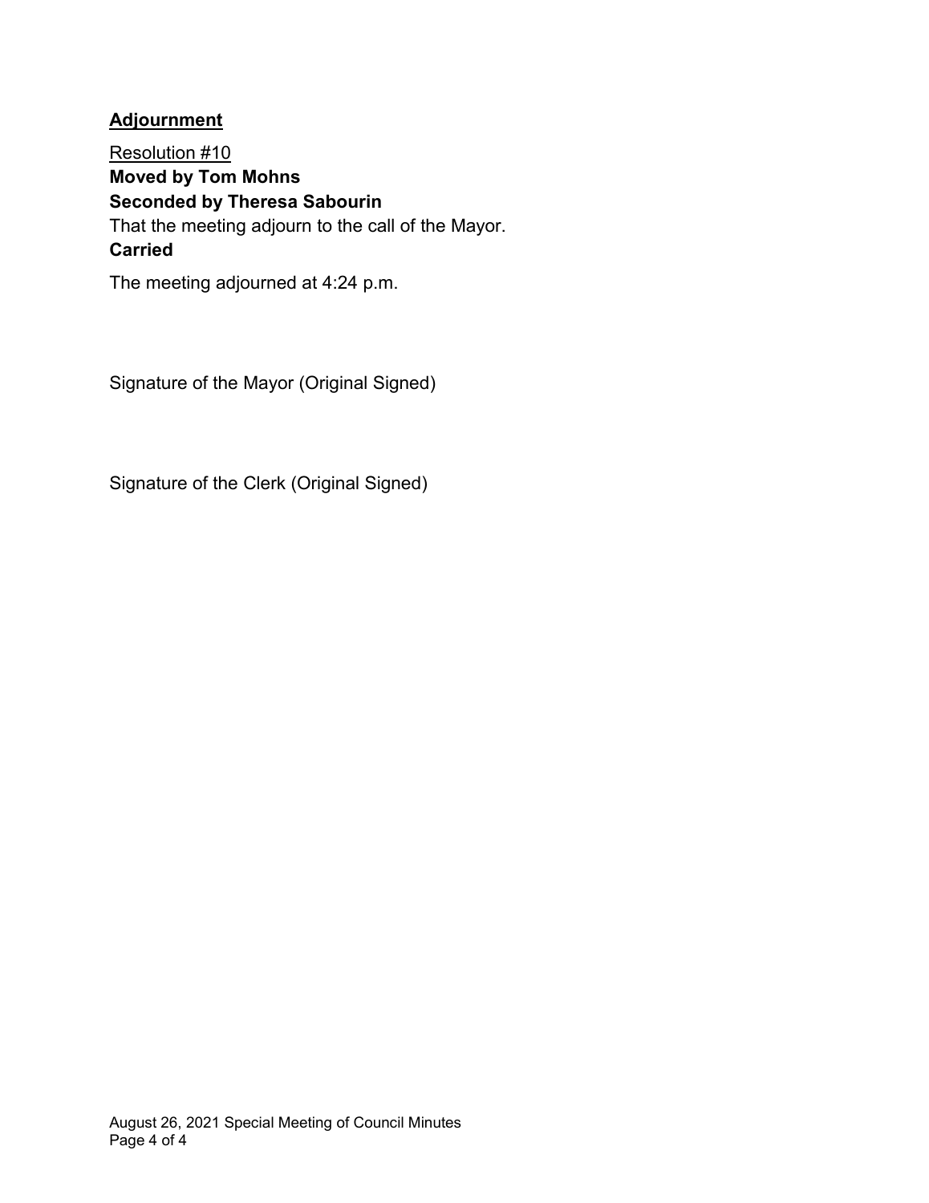## Adjournment

Resolution #10

**Moved by Tom Mohns**

**Seconded by Theresa Sabourin**

That the meeting adjourn to the call of the Mayor.

**Carried**

The meeting adjourned at 4:24 p.m.

Signature of the Mayor (Original Signed)

Signature of the Clerk (Original Signed)